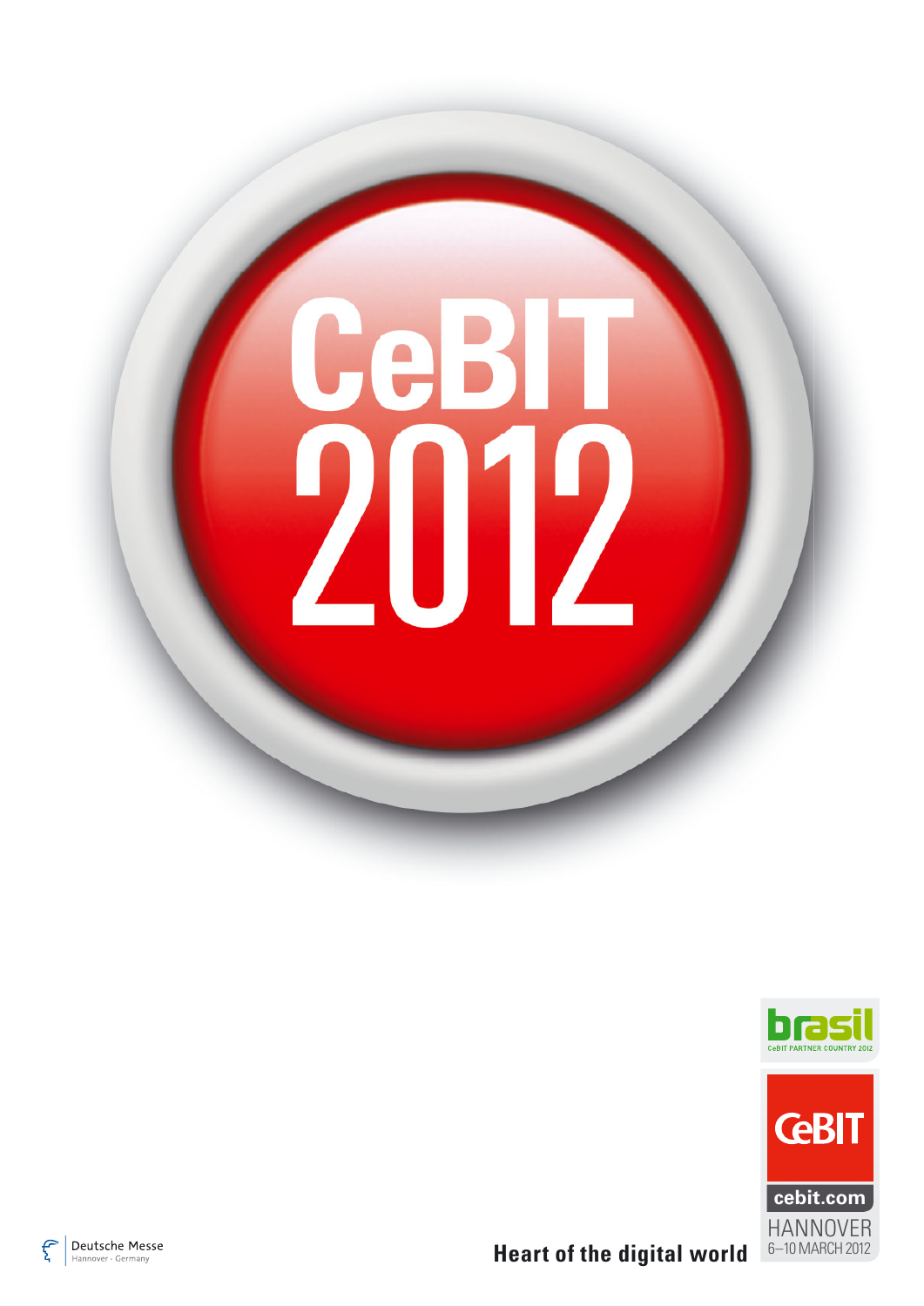# CeBIT 2012

brasil
CeBIT PARTNER COUNTRY 2012

CeBIT

cebit.com

HANNOVER
6–10 MARCH 2012

**Heart of the digital world**

Deutsche Messe
Hannover · Germany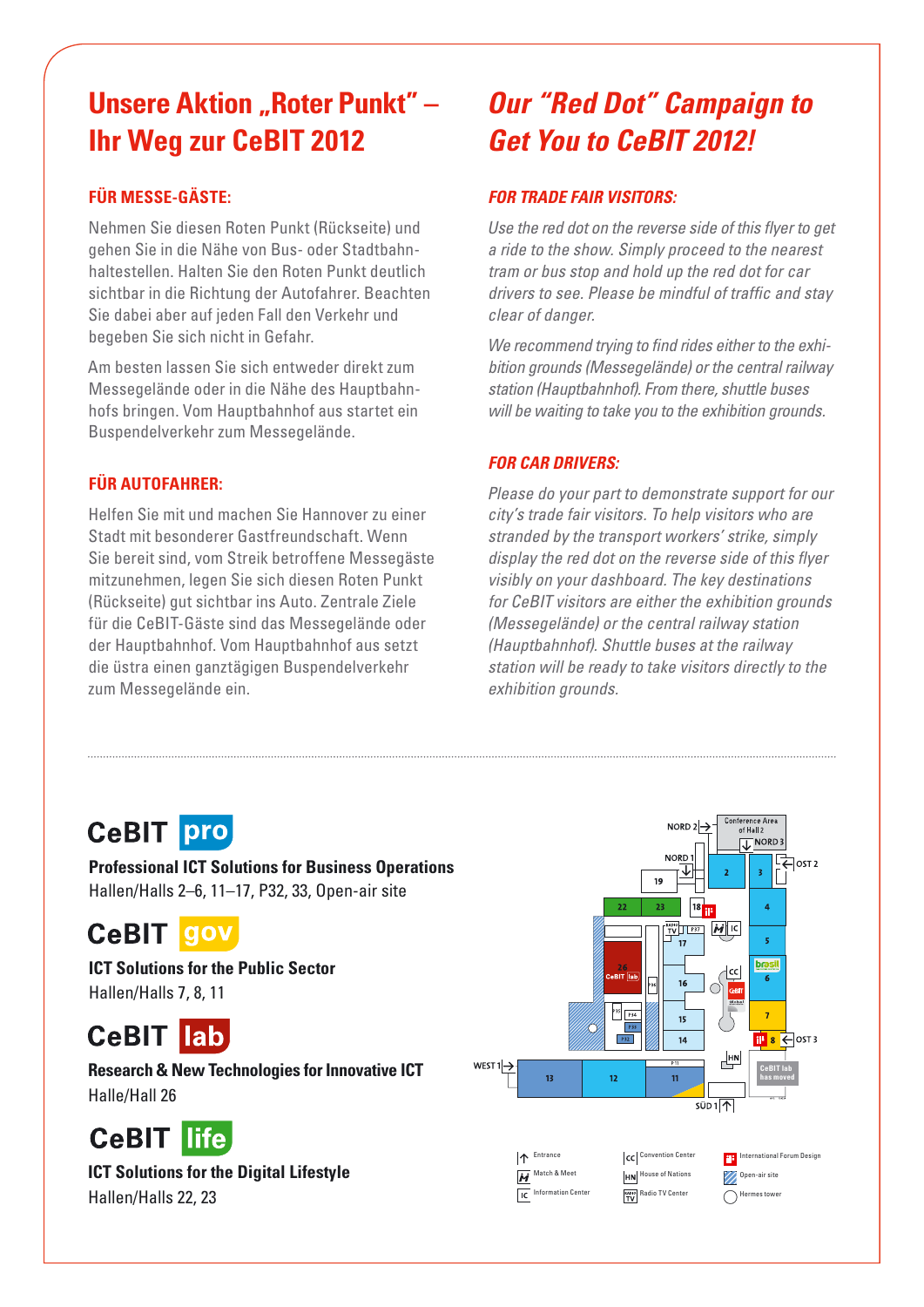# Unsere Aktion „Roter Punkt" – Ihr Weg zur CeBIT 2012

## FÜR MESSE-GÄSTE:

Nehmen Sie diesen Roten Punkt (Rückseite) und gehen Sie in die Nähe von Bus- oder Stadtbahn-haltestellen. Halten Sie den Roten Punkt deutlich sichtbar in die Richtung der Autofahrer. Beachten Sie dabei aber auf jeden Fall den Verkehr und begeben Sie sich nicht in Gefahr.

Am besten lassen Sie sich entweder direkt zum Messegelände oder in die Nähe des Hauptbahn-hofs bringen. Vom Hauptbahnhof aus startet ein Buspendelverkehr zum Messegelände.

## FÜR AUTOFAHRER:

Helfen Sie mit und machen Sie Hannover zu einer Stadt mit besonderer Gastfreundschaft. Wenn Sie bereit sind, vom Streik betroffene Messegäste mitzunehmen, legen Sie sich diesen Roten Punkt (Rückseite) gut sichtbar ins Auto. Zentrale Ziele für die CeBIT-Gäste sind das Messegelände oder der Hauptbahnhof. Vom Hauptbahnhof aus setzt die üstra einen ganztägigen Buspendelverkehr zum Messegelände ein.

# *Our "Red Dot" Campaign to Get You to CeBIT 2012!*

## *FOR TRADE FAIR VISITORS:*

*Use the red dot on the reverse side of this flyer to get a ride to the show. Simply proceed to the nearest tram or bus stop and hold up the red dot for car drivers to see. Please be mindful of traffic and stay clear of danger.*

*We recommend trying to find rides either to the exhibition grounds (Messegelände) or the central railway station (Hauptbahnhof). From there, shuttle buses will be waiting to take you to the exhibition grounds.*

## *FOR CAR DRIVERS:*

*Please do your part to demonstrate support for our city's trade fair visitors. To help visitors who are stranded by the transport workers' strike, simply display the red dot on the reverse side of this flyer visibly on your dashboard. The key destinations for CeBIT visitors are either the exhibition grounds (Messegelände) or the central railway station (Hauptbahnhof). Shuttle buses at the railway station will be ready to take visitors directly to the exhibition grounds.*

---

## CeBIT pro

**Professional ICT Solutions for Business Operations**
Hallen/Halls 2–6, 11–17, P32, 33, Open-air site

## CeBIT gov

**ICT Solutions for the Public Sector**
Hallen/Halls 7, 8, 11

## CeBIT lab

**Research & New Technologies for Innovative ICT**
Halle/Hall 26

## CeBIT life

**ICT Solutions for the Digital Lifestyle**
Hallen/Halls 22, 23

NORD 2
Conference Area of Hall 2
NORD 3
NORD 1
OST 2
OST 3
WEST 1
SÜD 1
2 3 4 5 6 7 8 11 12 13 14 15 16 17 18 19 22 23 26
P11 P32 P33 P34 P35 P36 P37
CeBIT lab
CeBIT lab has moved

Entrance
Match & Meet
Information Center
Convention Center
House of Nations
Radio TV Center
International Forum Design
Open-air site
Hermes tower